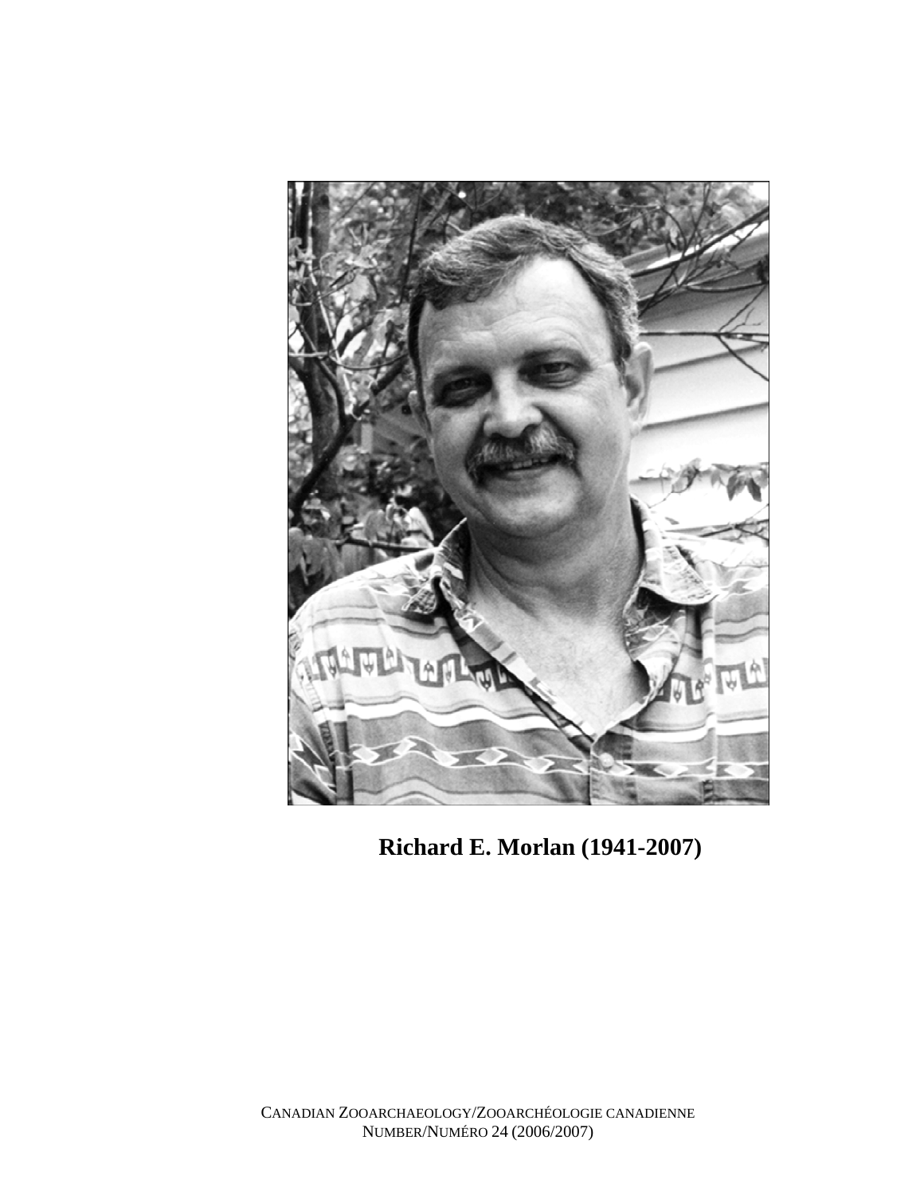**Richard E. Morlan (1941-2007)**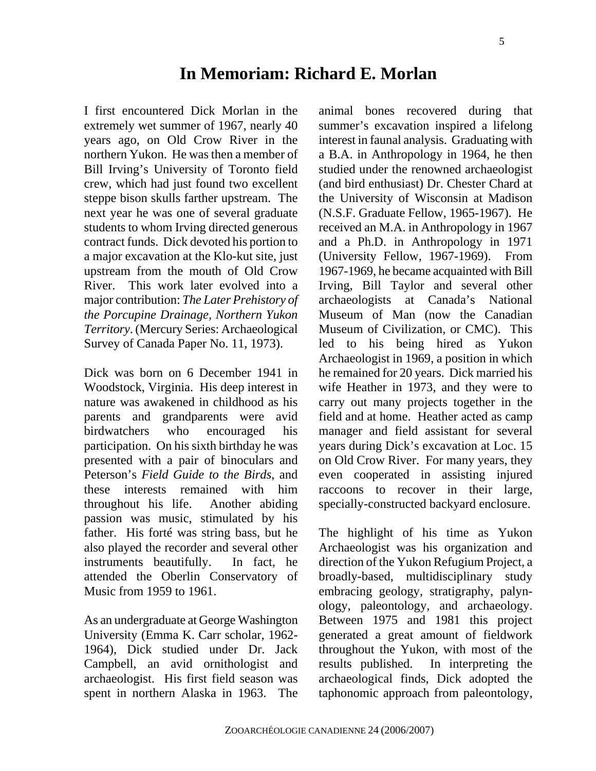# In Memoriam: Richard E. Morlan

I first encountered Dick Morlan in the extremely wet summer of 1967, nearly 40 years ago, on Old Crow River in the northern Yukon. He was then a member of Bill Irving's University of Toronto field crew, which had just found two excellent steppe bison skulls farther upstream. The next year he was one of several graduate students to whom Irving directed generous contract funds. Dick devoted his portion to a major excavation at the Klo-kut site, just upstream from the mouth of Old Crow River. This work later evolved into a major contribution: *The Later Prehistory of the Porcupine Drainage, Northern Yukon Territory*. (Mercury Series: Archaeological Survey of Canada Paper No. 11, 1973).

Dick was born on 6 December 1941 in Woodstock, Virginia. His deep interest in nature was awakened in childhood as his parents and grandparents were avid birdwatchers who encouraged his participation. On his sixth birthday he was presented with a pair of binoculars and Peterson's *Field Guide to the Birds*, and these interests remained with him throughout his life. Another abiding passion was music, stimulated by his father. His forté was string bass, but he also played the recorder and several other instruments beautifully. In fact, he attended the Oberlin Conservatory of Music from 1959 to 1961.

As an undergraduate at George Washington University (Emma K. Carr scholar, 1962-1964), Dick studied under Dr. Jack Campbell, an avid ornithologist and archaeologist. His first field season was spent in northern Alaska in 1963. The animal bones recovered during that summer's excavation inspired a lifelong interest in faunal analysis. Graduating with a B.A. in Anthropology in 1964, he then studied under the renowned archaeologist (and bird enthusiast) Dr. Chester Chard at the University of Wisconsin at Madison (N.S.F. Graduate Fellow, 1965-1967). He received an M.A. in Anthropology in 1967 and a Ph.D. in Anthropology in 1971 (University Fellow, 1967-1969). From 1967-1969, he became acquainted with Bill Irving, Bill Taylor and several other archaeologists at Canada's National Museum of Man (now the Canadian Museum of Civilization, or CMC). This led to his being hired as Yukon Archaeologist in 1969, a position in which he remained for 20 years. Dick married his wife Heather in 1973, and they were to carry out many projects together in the field and at home. Heather acted as camp manager and field assistant for several years during Dick's excavation at Loc. 15 on Old Crow River. For many years, they even cooperated in assisting injured raccoons to recover in their large, specially-constructed backyard enclosure.

The highlight of his time as Yukon Archaeologist was his organization and direction of the Yukon Refugium Project, a broadly-based, multidisciplinary study embracing geology, stratigraphy, palynology, paleontology, and archaeology. Between 1975 and 1981 this project generated a great amount of fieldwork throughout the Yukon, with most of the results published. In interpreting the archaeological finds, Dick adopted the taphonomic approach from paleontology,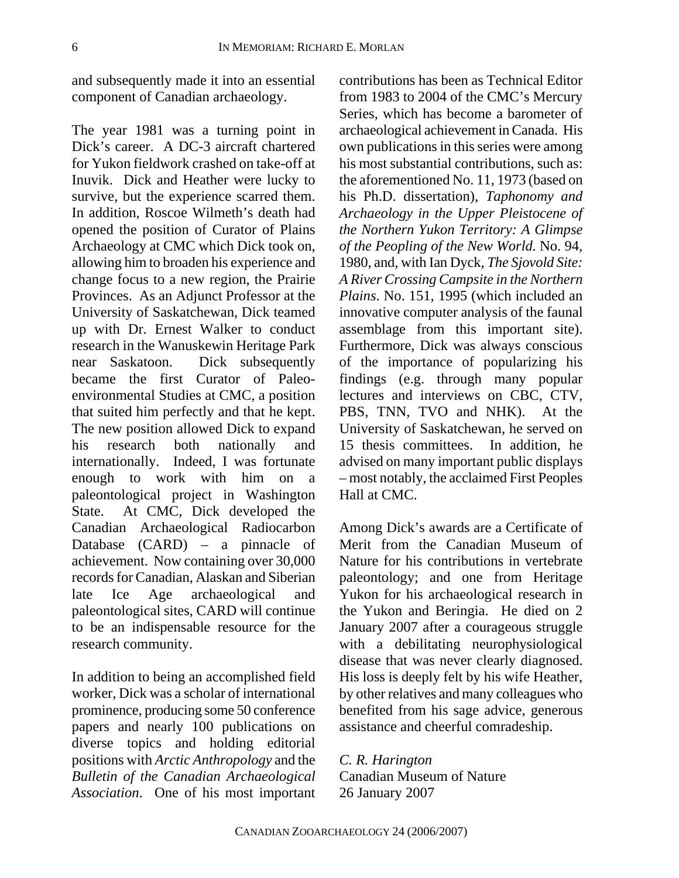and subsequently made it into an essential component of Canadian archaeology.

The year 1981 was a turning point in Dick's career. A DC-3 aircraft chartered for Yukon fieldwork crashed on take-off at Inuvik. Dick and Heather were lucky to survive, but the experience scarred them. In addition, Roscoe Wilmeth's death had opened the position of Curator of Plains Archaeology at CMC which Dick took on, allowing him to broaden his experience and change focus to a new region, the Prairie Provinces. As an Adjunct Professor at the University of Saskatchewan, Dick teamed up with Dr. Ernest Walker to conduct research in the Wanuskewin Heritage Park near Saskatoon. Dick subsequently became the first Curator of Paleo-environmental Studies at CMC, a position that suited him perfectly and that he kept. The new position allowed Dick to expand his research both nationally and internationally. Indeed, I was fortunate enough to work with him on a paleontological project in Washington State. At CMC, Dick developed the Canadian Archaeological Radiocarbon Database (CARD) – a pinnacle of achievement. Now containing over 30,000 records for Canadian, Alaskan and Siberian late Ice Age archaeological and paleontological sites, CARD will continue to be an indispensable resource for the research community.

In addition to being an accomplished field worker, Dick was a scholar of international prominence, producing some 50 conference papers and nearly 100 publications on diverse topics and holding editorial positions with *Arctic Anthropology* and the *Bulletin of the Canadian Archaeological Association*. One of his most important contributions has been as Technical Editor from 1983 to 2004 of the CMC's Mercury Series, which has become a barometer of archaeological achievement in Canada. His own publications in this series were among his most substantial contributions, such as: the aforementioned No. 11, 1973 (based on his Ph.D. dissertation), *Taphonomy and Archaeology in the Upper Pleistocene of the Northern Yukon Territory: A Glimpse of the Peopling of the New World*. No. 94, 1980, and, with Ian Dyck, *The Sjovold Site: A River Crossing Campsite in the Northern Plains*. No. 151, 1995 (which included an innovative computer analysis of the faunal assemblage from this important site). Furthermore, Dick was always conscious of the importance of popularizing his findings (e.g. through many popular lectures and interviews on CBC, CTV, PBS, TNN, TVO and NHK). At the University of Saskatchewan, he served on 15 thesis committees. In addition, he advised on many important public displays – most notably, the acclaimed First Peoples Hall at CMC.

Among Dick's awards are a Certificate of Merit from the Canadian Museum of Nature for his contributions in vertebrate paleontology; and one from Heritage Yukon for his archaeological research in the Yukon and Beringia. He died on 2 January 2007 after a courageous struggle with a debilitating neurophysiological disease that was never clearly diagnosed. His loss is deeply felt by his wife Heather, by other relatives and many colleagues who benefited from his sage advice, generous assistance and cheerful comradeship.

*C. R. Harington*
Canadian Museum of Nature
26 January 2007